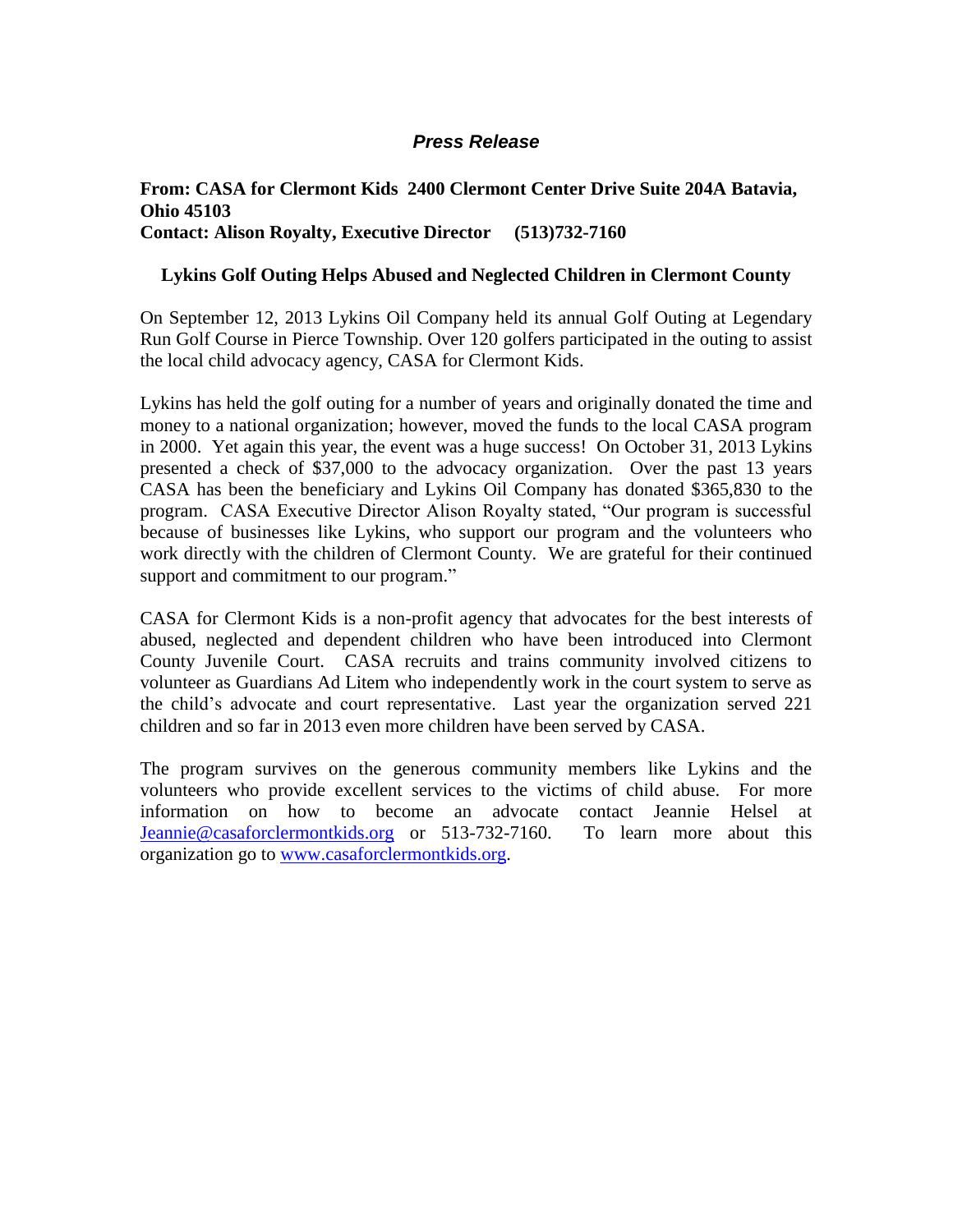# *Press Release*

**From: CASA for Clermont Kids 2400 Clermont Center Drive Suite 204A Batavia, Ohio 45103**
**Contact: Alison Royalty, Executive Director (513)732-7160**

## Lykins Golf Outing Helps Abused and Neglected Children in Clermont County

On September 12, 2013 Lykins Oil Company held its annual Golf Outing at Legendary Run Golf Course in Pierce Township. Over 120 golfers participated in the outing to assist the local child advocacy agency, CASA for Clermont Kids.

Lykins has held the golf outing for a number of years and originally donated the time and money to a national organization; however, moved the funds to the local CASA program in 2000. Yet again this year, the event was a huge success! On October 31, 2013 Lykins presented a check of $37,000 to the advocacy organization. Over the past 13 years CASA has been the beneficiary and Lykins Oil Company has donated $365,830 to the program. CASA Executive Director Alison Royalty stated, "Our program is successful because of businesses like Lykins, who support our program and the volunteers who work directly with the children of Clermont County. We are grateful for their continued support and commitment to our program."

CASA for Clermont Kids is a non-profit agency that advocates for the best interests of abused, neglected and dependent children who have been introduced into Clermont County Juvenile Court. CASA recruits and trains community involved citizens to volunteer as Guardians Ad Litem who independently work in the court system to serve as the child's advocate and court representative. Last year the organization served 221 children and so far in 2013 even more children have been served by CASA.

The program survives on the generous community members like Lykins and the volunteers who provide excellent services to the victims of child abuse. For more information on how to become an advocate contact Jeannie Helsel at [Jeannie@casaforclermontkids.org](mailto:Jeannie@casaforclermontkids.org) or 513-732-7160. To learn more about this organization go to [www.casaforclermontkids.org](http://www.casaforclermontkids.org).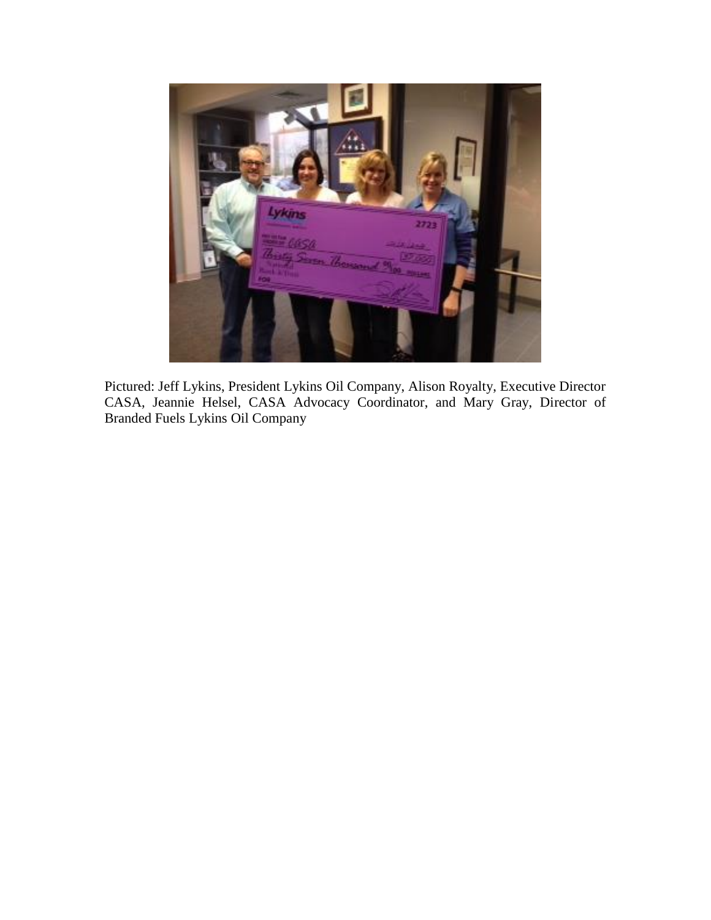Pictured: Jeff Lykins, President Lykins Oil Company, Alison Royalty, Executive Director CASA, Jeannie Helsel, CASA Advocacy Coordinator, and Mary Gray, Director of Branded Fuels Lykins Oil Company